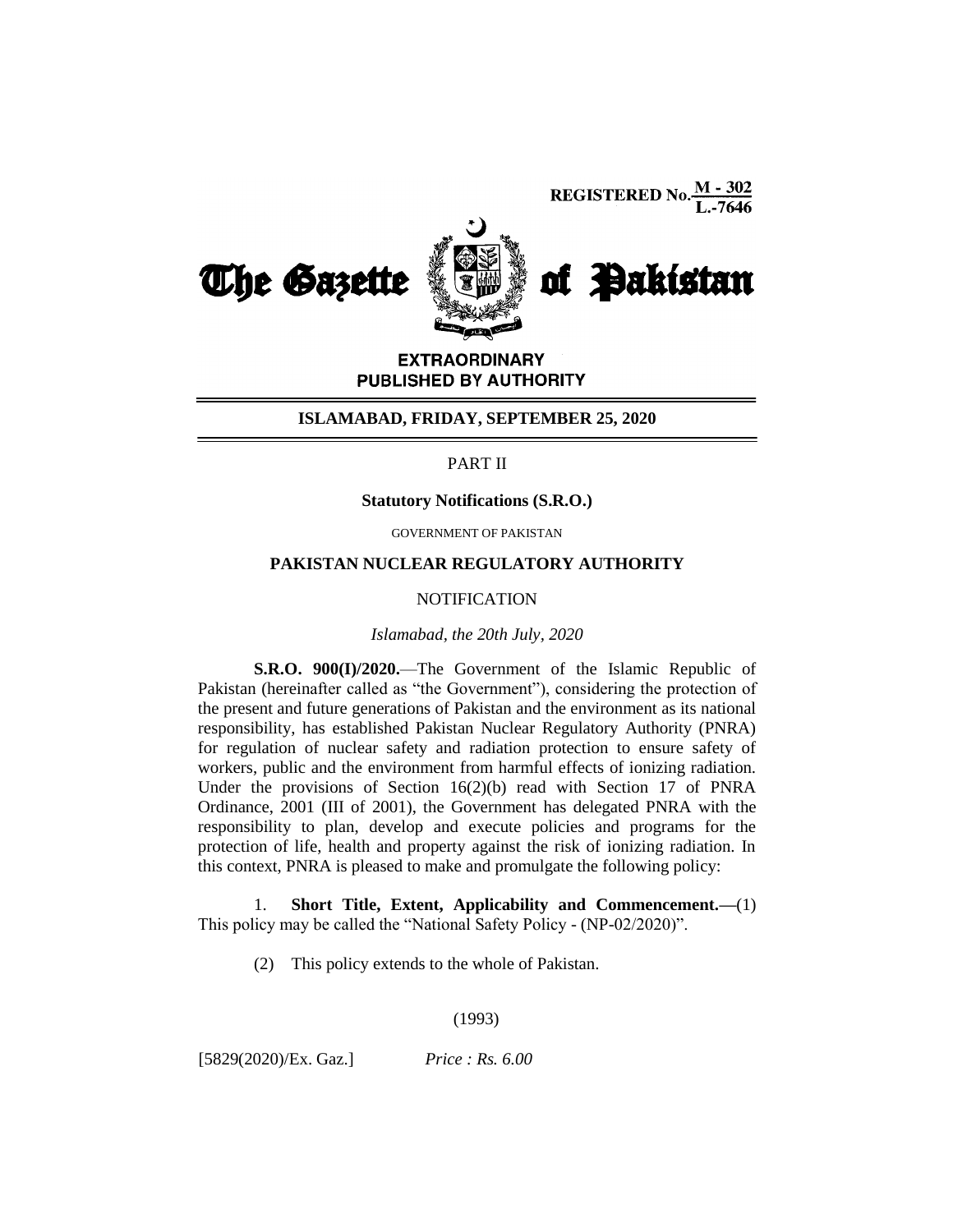REGISTERED No. M - 302 / L.-7646

# The Gazette of Pakistan

**EXTRAORDINARY**
**PUBLISHED BY AUTHORITY**

**ISLAMABAD, FRIDAY, SEPTEMBER 25, 2020**

PART II

**Statutory Notifications (S.R.O.)**

GOVERNMENT OF PAKISTAN

**PAKISTAN NUCLEAR REGULATORY AUTHORITY**

NOTIFICATION

*Islamabad, the 20th July, 2020*

**S.R.O. 900(I)/2020.**—The Government of the Islamic Republic of Pakistan (hereinafter called as "the Government"), considering the protection of the present and future generations of Pakistan and the environment as its national responsibility, has established Pakistan Nuclear Regulatory Authority (PNRA) for regulation of nuclear safety and radiation protection to ensure safety of workers, public and the environment from harmful effects of ionizing radiation. Under the provisions of Section 16(2)(b) read with Section 17 of PNRA Ordinance, 2001 (III of 2001), the Government has delegated PNRA with the responsibility to plan, develop and execute policies and programs for the protection of life, health and property against the risk of ionizing radiation. In this context, PNRA is pleased to make and promulgate the following policy:

1. **Short Title, Extent, Applicability and Commencement.—**(1) This policy may be called the "National Safety Policy - (NP-02/2020)".

(2) This policy extends to the whole of Pakistan.

[5829(2020)/Ex. Gaz.] *Price : Rs. 6.00*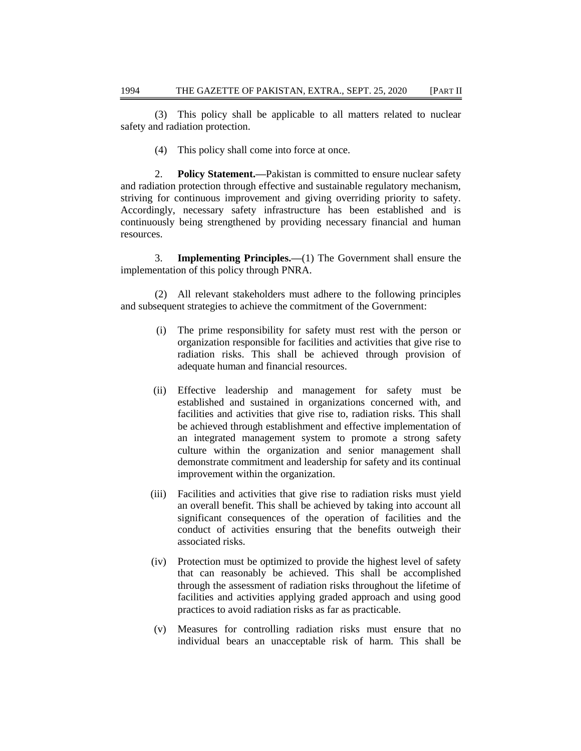(3) This policy shall be applicable to all matters related to nuclear safety and radiation protection.

(4) This policy shall come into force at once.

2. **Policy Statement.—**Pakistan is committed to ensure nuclear safety and radiation protection through effective and sustainable regulatory mechanism, striving for continuous improvement and giving overriding priority to safety. Accordingly, necessary safety infrastructure has been established and is continuously being strengthened by providing necessary financial and human resources.

3. **Implementing Principles.—**(1) The Government shall ensure the implementation of this policy through PNRA.

(2) All relevant stakeholders must adhere to the following principles and subsequent strategies to achieve the commitment of the Government:

(i) The prime responsibility for safety must rest with the person or organization responsible for facilities and activities that give rise to radiation risks. This shall be achieved through provision of adequate human and financial resources.

(ii) Effective leadership and management for safety must be established and sustained in organizations concerned with, and facilities and activities that give rise to, radiation risks. This shall be achieved through establishment and effective implementation of an integrated management system to promote a strong safety culture within the organization and senior management shall demonstrate commitment and leadership for safety and its continual improvement within the organization.

(iii) Facilities and activities that give rise to radiation risks must yield an overall benefit. This shall be achieved by taking into account all significant consequences of the operation of facilities and the conduct of activities ensuring that the benefits outweigh their associated risks.

(iv) Protection must be optimized to provide the highest level of safety that can reasonably be achieved. This shall be accomplished through the assessment of radiation risks throughout the lifetime of facilities and activities applying graded approach and using good practices to avoid radiation risks as far as practicable.

(v) Measures for controlling radiation risks must ensure that no individual bears an unacceptable risk of harm. This shall be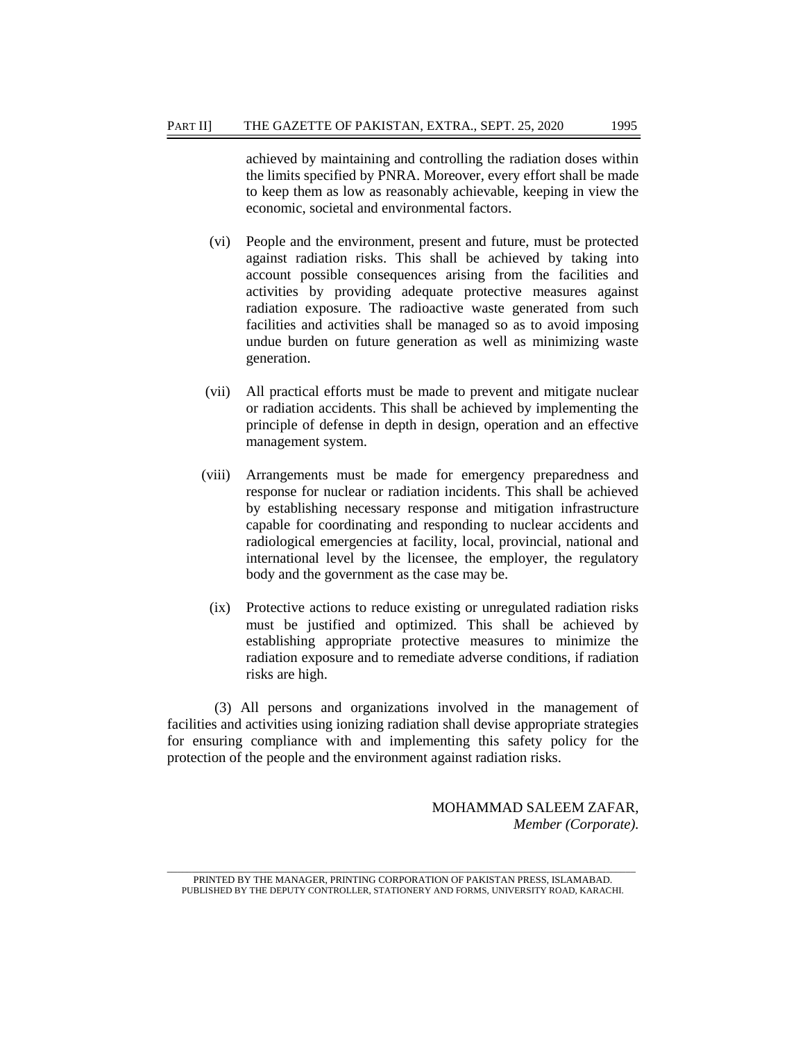achieved by maintaining and controlling the radiation doses within the limits specified by PNRA. Moreover, every effort shall be made to keep them as low as reasonably achievable, keeping in view the economic, societal and environmental factors.

(vi) People and the environment, present and future, must be protected against radiation risks. This shall be achieved by taking into account possible consequences arising from the facilities and activities by providing adequate protective measures against radiation exposure. The radioactive waste generated from such facilities and activities shall be managed so as to avoid imposing undue burden on future generation as well as minimizing waste generation.

(vii) All practical efforts must be made to prevent and mitigate nuclear or radiation accidents. This shall be achieved by implementing the principle of defense in depth in design, operation and an effective management system.

(viii) Arrangements must be made for emergency preparedness and response for nuclear or radiation incidents. This shall be achieved by establishing necessary response and mitigation infrastructure capable for coordinating and responding to nuclear accidents and radiological emergencies at facility, local, provincial, national and international level by the licensee, the employer, the regulatory body and the government as the case may be.

(ix) Protective actions to reduce existing or unregulated radiation risks must be justified and optimized. This shall be achieved by establishing appropriate protective measures to minimize the radiation exposure and to remediate adverse conditions, if radiation risks are high.

(3) All persons and organizations involved in the management of facilities and activities using ionizing radiation shall devise appropriate strategies for ensuring compliance with and implementing this safety policy for the protection of the people and the environment against radiation risks.

MOHAMMAD SALEEM ZAFAR,
*Member (Corporate).*

PRINTED BY THE MANAGER, PRINTING CORPORATION OF PAKISTAN PRESS, ISLAMABAD.
PUBLISHED BY THE DEPUTY CONTROLLER, STATIONERY AND FORMS, UNIVERSITY ROAD, KARACHI.